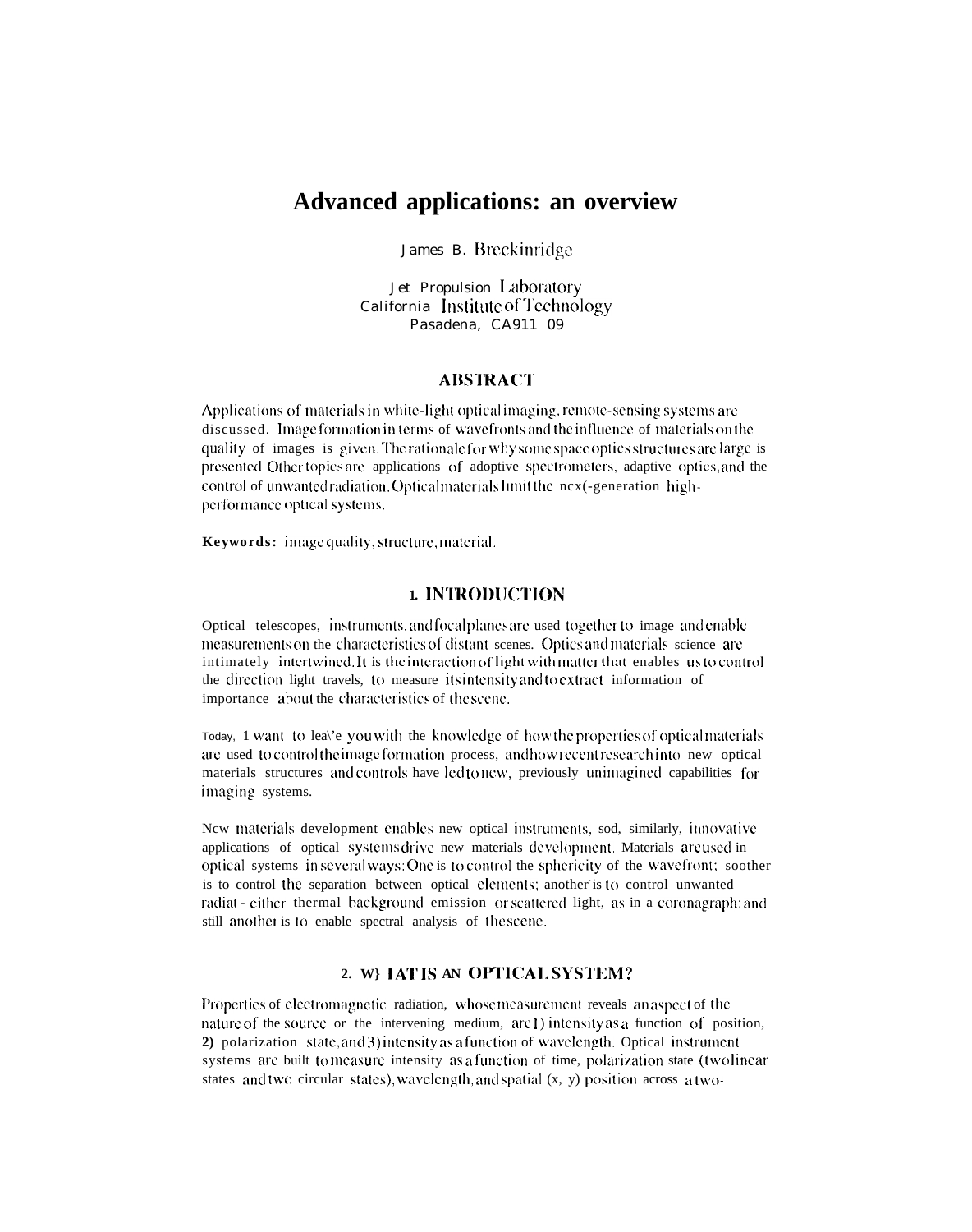# Advanced applications: an overview

James B. Breckinridge

Jet Propulsion Laboratory
California Institute of Technology
Pasadena, CA911 09

## ABSTRACT

Applications of materials in white-light optical imaging, remote-sensing systems are discussed. Image formation in terms of wavefronts and the influence of materials on the quality of images is given. The rationale for why some space optics structures are large is presented. Other topics are applications of adoptive spectrometers, adaptive optics, and the control of unwanted radiation. Optical materials limit the ncx(-generation high-performance optical systems.

**Keywords:** image quality, structure, material.

## 1. INTRODUCTION

Optical telescopes, instruments, and focal planes are used together to image and enable measurements on the characteristics of distant scenes. Optics and materials science are intimately intertwined. It is the interaction of light with matter that enables us to control the direction light travels, to measure its intensity and to extract information of importance about the characteristics of the scene.

Today, 1 want to lea\'e you with the knowledge of how the properties of optical materials are used to control the image formation process, and how recent research into new optical materials structures and controls have led to new, previously unimagined capabilities for imaging systems.

Ncw materials development enables new optical instruments, sod, similarly, innovative applications of optical systems drive new materials development. Materials are used in optical systems in several ways: One is to control the sphericity of the wavefront; soother is to control the separation between optical elements; another is to control unwanted radiat - either thermal background emission or scattered light, as in a coronagraph; and still another is to enable spectral analysis of the scene.

## 2. W} IAT IS AN OPTICAL SYSTEM?

Properties of electromagnetic radiation, whose measurement reveals an aspect of the nature of the source or the intervening medium, are 1) intensity as a function of position, **2)** polarization state, and 3) intensity as a function of wavelength. Optical instrument systems are built to measure intensity as a function of time, polarization state (two linear states and two circular states), wavelength, and spatial (x, y) position across a two-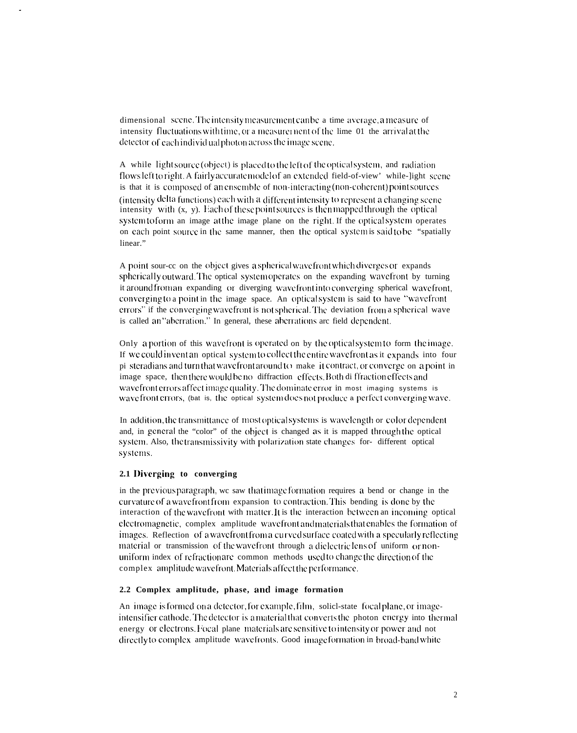dimensional scene. The intensity measurement can be a time average, a measure of intensity fluctuations with time, or a measurement of the lime 01 the arrival at the detector of each individual photon across the image scene.

A while light source (object) is placed to the left of the optical system, and radiation flows left to right. A fairly accurate model of an extended field-of-view' while-light scene is that it is composed of an ensemble of non-interacting (non-coherent) point sources (intensity delta functions) each with a different intensity to represent a changing scene intensity with (x, y). Each of these point sources is then mapped through the optical system to form an image at the image plane on the right. If the optical system operates on each point source in the same manner, then the optical system is said to be "spatially linear."

A point sour-cc on the object gives a spherical wavefront which diverges or expands spherically outward. The optical system operates on the expanding wavefront by turning it around from an expanding or diverging wavefront into converging spherical wavefront, converging to a point in the image space. An optical system is said to have "wavefront errors" if the converging wavefront is not spherical. The deviation from a spherical wave is called an "aberration." In general, these aberrations arc field dependent.

Only a portion of this wavefront is operated on by the optical system to form the image. If we could invent an optical system to collect the entire wavefront as it expands into four pi steradians and turn that wavefront around to make it contract, or converge on a point in image space, then there would be no diffraction effects. Both diffraction effects and wavefront errors affect image quality. The dominate error in most imaging systems is wavefront errors, (bat is, the optical system does not produce a perfect converging wave.

In addition, the transmittance of most optical systems is wavelength or color dependent and, in general the "color" of the object is changed as it is mapped through the optical system. Also, the transmissivity with polarization state changes for- different optical systems.

## 2.1 Diverging to converging

in the previous paragraph, wc saw that image formation requires a bend or change in the curvature of a wavefront from expansion to contraction. This bending is done by the interaction of the wavefront with matter. It is the interaction between an incoming optical electromagnetic, complex amplitude wavefront and materials that enables the formation of images. Reflection of a wavefront from a curved surface coated with a specularly reflecting material or transmission of the wavefront through a dielectric lens of uniform or non-uniform index of refraction are common methods used to change the direction of the complex amplitude wavefront. Materials affect the performance.

## 2.2 Complex amplitude, phase, and image formation

An image is formed on a detector, for example, film, solicl-state focal plane, or image-intensifier cathode. The detector is a material that converts the photon energy into thermal energy or electrons. Focal plane materials are sensitive to intensity or power and not directly to complex amplitude wavefronts. Good image formation in broad-band white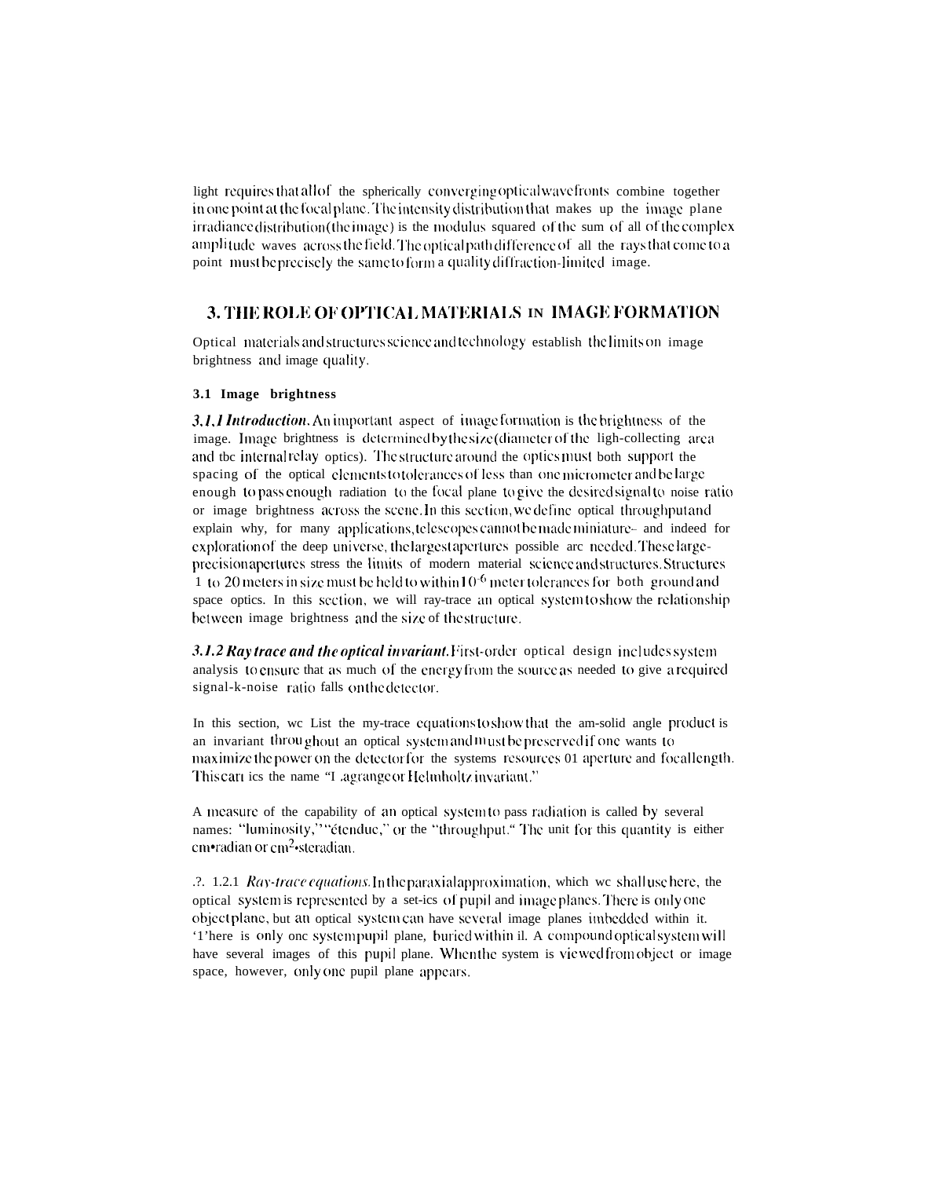light requires that all of the spherically converging optical wavefronts combine together in one point at the focal plane. The intensity distribution that makes up the image plane irradiance distribution (the image) is the modulus squared of the sum of all of the complex amplitude waves across the field. The optical path difference of all the rays that come to a point must be precisely the same to form a quality diffraction-limited image.

## 3. THE ROLE OF OPTICAL MATERIALS IN IMAGE FORMATION

Optical materials and structures science and technology establish the limits on image brightness and image quality.

### 3.1 Image brightness

***3.1.1 Introduction.*** An important aspect of image formation is the brightness of the image. Image brightness is determined by the size (diameter of the ligh-collecting area and tbc internal relay optics). The structure around the optics must both support the spacing of the optical elements to tolerances of less than one micrometer and be large enough to pass enough radiation to the focal plane to give the desired signal to noise ratio or image brightness across the scene. In this section, we define optical throughput and explain why, for many applications, telescopes cannot be made miniature- and indeed for exploration of the deep universe, the largest apertures possible arc needed. These large-precision apertures stress the limits of modern material science and structures. Structures 1 to 20 meters in size must be held to within $10^{-6}$ meter tolerances for both ground and space optics. In this section, we will ray-trace an optical system to show the relationship between image brightness and the size of the structure.

***3.1.2 Ray trace and the optical invariant.*** First-order optical design includes system analysis to ensure that as much of the energy from the source as needed to give a required signal-k-noise ratio falls on the detector.

In this section, wc List the my-trace equations to show that the am-solid angle product is an invariant throughout an optical system and must be preserved if one wants to maximize the power on the detector for the systems resources 01 aperture and focal length. This carries the name "Lagrange or Helmholtz invariant."

A measure of the capability of an optical system to pass radiation is called by several names: "luminosity," "étendue," or the "throughput." The unit for this quantity is either cm•radian or $cm^2$•steradian.

.?. 1.2.1 *Ray-trace equations.* In the paraxial approximation, which wc shall use here, the optical system is represented by a set-ics of pupil and image planes. There is only one object plane, but an optical system can have several image planes imbedded within it. '1'here is only onc system pupil plane, buried within il. A compound optical system will have several images of this pupil plane. When the system is viewed from object or image space, however, only one pupil plane appears.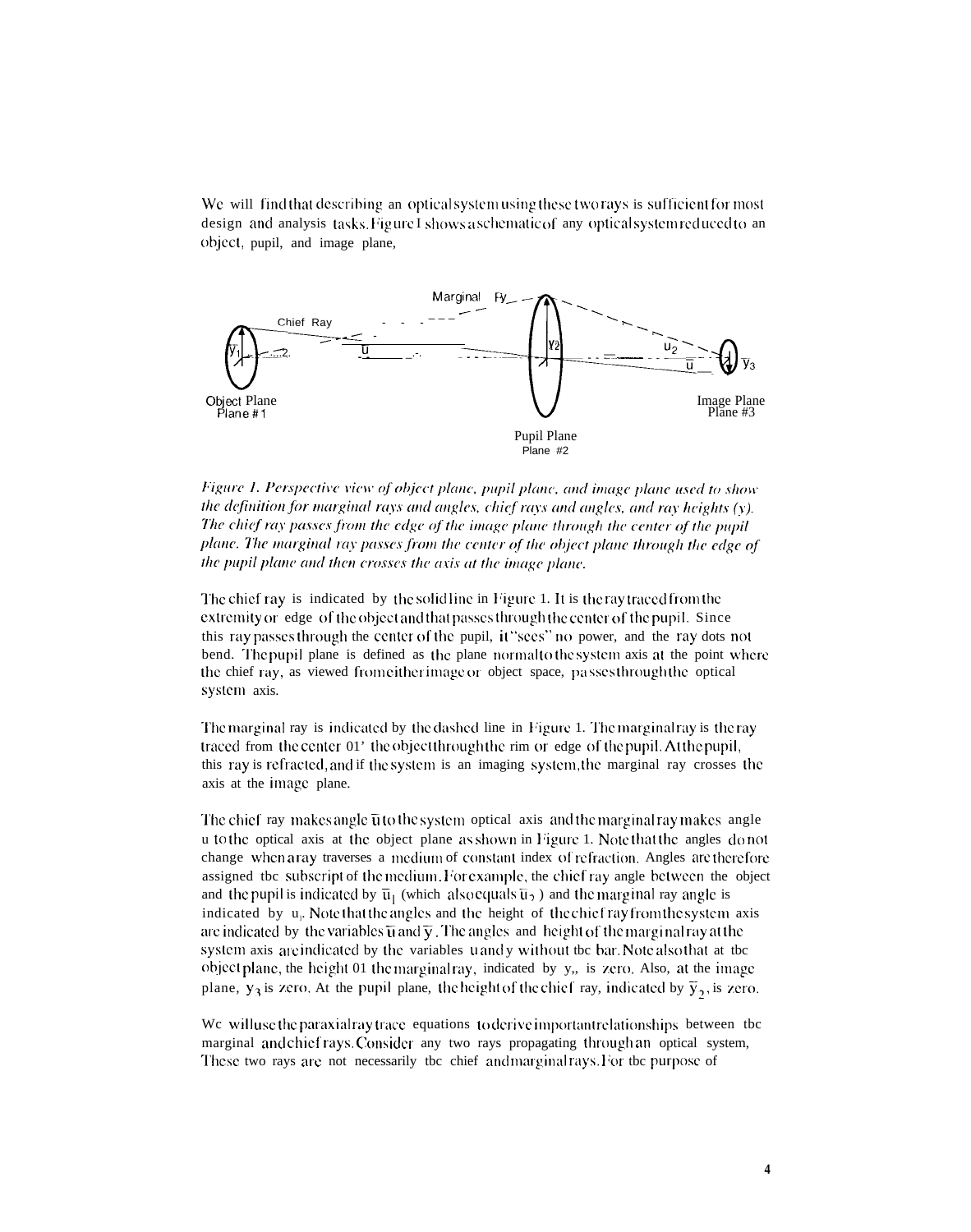We will find that describing an optical system using these two rays is sufficient for most design and analysis tasks. Figure 1 shows a schematic of any optical system reduced to an object, pupil, and image plane,

*Figure 1. Perspective view of object plane, pupil plane, and image plane used to show the definition for marginal rays and angles, chief rays and angles, and ray heights (y). The chief ray passes from the edge of the image plane through the center of the pupil plane. The marginal ray passes from the center of the object plane through the edge of the pupil plane and then crosses the axis at the image plane.*

The chief ray is indicated by the solid line in Figure 1. It is the ray traced from the extremity or edge of the object and that passes through the center of the pupil. Since this ray passes through the center of the pupil, it "sees" no power, and the ray does not bend. The pupil plane is defined as the plane normal to the system axis at the point where the chief ray, as viewed from either image or object space, passes through the optical system axis.

The marginal ray is indicated by the dashed line in Figure 1. The marginal ray is the ray traced from the center of the object through the rim or edge of the pupil. At the pupil, this ray is refracted, and if the system is an imaging system, the marginal ray crosses the axis at the image plane.

The chief ray makes angle $\bar{u}$ to the system optical axis and the marginal ray makes angle u to the optical axis at the object plane as shown in Figure 1. Note that the angles do not change when a ray traverses a medium of constant index of refraction. Angles are therefore assigned the subscript of the medium. For example, the chief ray angle between the object and the pupil is indicated by $\bar{u}_1$ (which also equals $\bar{u}_2$ ) and the marginal ray angle is indicated by $u_1$. Note that the angles and the height of the chief ray from the system axis are indicated by the variables $\bar{u}$ and $\bar{y}$. The angles and height of the marginal ray at the system axis are indicated by the variables u and y without the bar. Note also that at the object plane, the height of the marginal ray, indicated by $y_1$, is zero. Also, at the image plane, $y_3$ is zero. At the pupil plane, the height of the chief ray, indicated by $\bar{y}_2$, is zero.

We will use the paraxial ray trace equations to derive important relationships between the marginal and chief rays. Consider any two rays propagating through an optical system, These two rays are not necessarily the chief and marginal rays. For the purpose of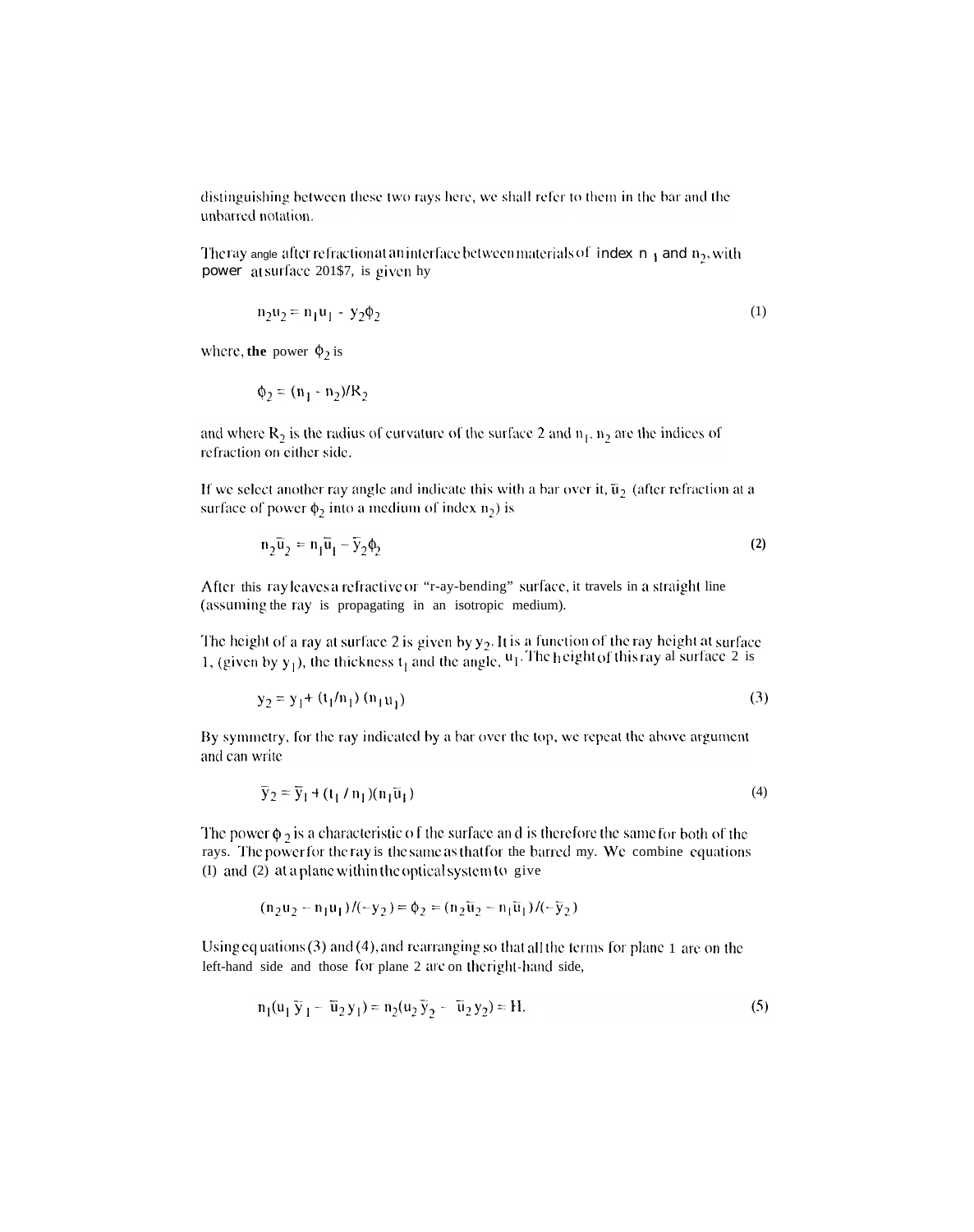distinguishing between these two rays here, we shall refer to them in the bar and the unbarred notation.

The ray angle after refraction at an interface between materials of index $n_1$ and $n_2$, with power at surface 201$7, is given hy

$$n_2 u_2 = n_1 u_1 - y_2 \phi_2 \tag{1}$$

where, **the** power $\phi_2$ is

$$\phi_2 = (n_1 - n_2)/R_2$$

and where $R_2$ is the radius of curvature of the surface 2 and $n_1$, $n_2$ are the indices of refraction on either side.

If we select another ray angle and indicate this with a bar over it, $\bar{u}_2$ (after refraction at a surface of power $\phi_2$ into a medium of index $n_2$) is

$$n_2 \bar{u}_2 = n_1 \bar{u}_1 - \bar{y}_2 \phi_2 \tag{2}$$

After this ray leaves a refractive or "r-ay-bending" surface, it travels in a straight line (assuming the ray is propagating in an isotropic medium).

The height of a ray at surface 2 is given by $y_2$. It is a function of the ray height at surface 1, (given by $y_1$), the thickness $t_1$ and the angle, $u_1$. The height of this ray al surface 2 is

$$y_2 = y_1 + (t_1/n_1)(n_1 u_1) \tag{3}$$

By symmetry, for the ray indicated by a bar over the top, we repeat the above argument and can write

$$\bar{y}_2 = \bar{y}_1 + (t_1 / n_1)(n_1 \bar{u}_1) \tag{4}$$

The power $\phi_2$ is a characteristic o f the surface an d is therefore the same for both of the rays. The power for the ray is the same as that for the barred my. We combine equations (I) and (2) at a plane within the optical system to give

$$(n_2 u_2 - n_1 u_1)/(-y_2) = \phi_2 = (n_2 \bar{u}_2 - n_1 \bar{u}_1)/(-\bar{y}_2)$$

Using equations (3) and (4), and rearranging so that all the terms for plane 1 are on the left-hand side and those for plane 2 are on the right-hand side,

$$n_1(u_1 \bar{y}_1 - \bar{u}_2 y_1) = n_2(u_2 \bar{y}_2 - \bar{u}_2 y_2) = H. \tag{5}$$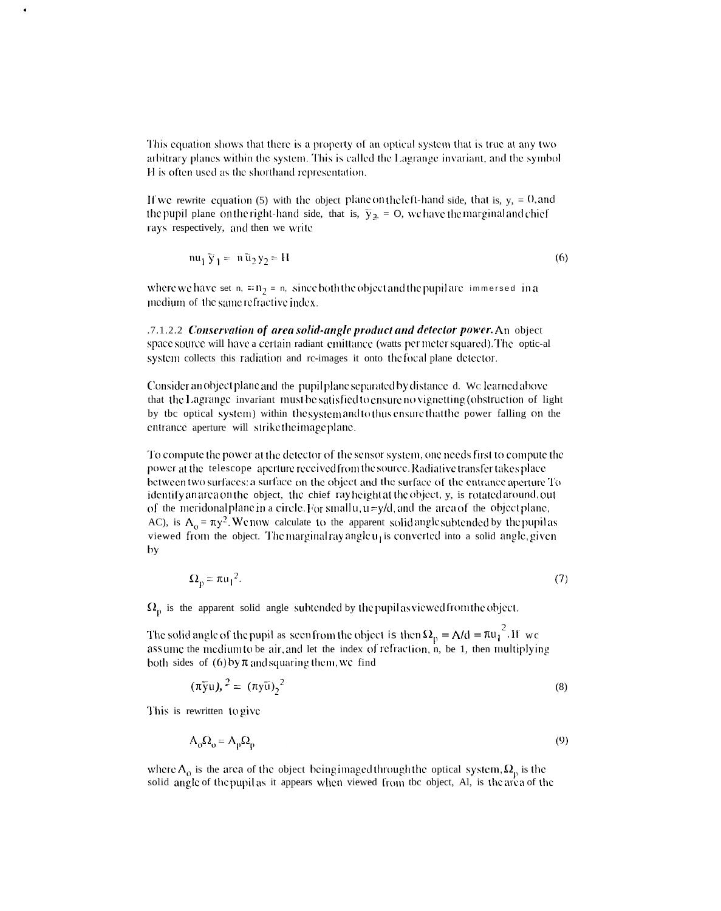This equation shows that there is a property of an optical system that is true at any two arbitrary planes within the system. This is called the Lagrange invariant, and the symbol H is often used as the shorthand representation.

If we rewrite equation (5) with the object plane on the left-hand side, that is, $y_1 = 0$, and the pupil plane on the right-hand side, that is, $\bar{y}_2 = 0$, we have the marginal and chief rays respectively, and then we write

$$n u_1 \bar{y}_1 = n \bar{u}_2 y_2 = H \tag{6}$$

where we have set $n_1 = n_2 = n$, since both the object and the pupil are immersed in a medium of the same refractive index.

.7.1.2.2 ***Conservation of area solid-angle product and detector power.*** An object space source will have a certain radiant emittance (watts per meter squared). The optic-al system collects this radiation and rc-images it onto the focal plane detector.

Consider an object plane and the pupil plane separated by distance d. Wc learned above that the Lagrange invariant must be satisfied to ensure no vignetting (obstruction of light by tbc optical system) within the system and to thus ensure that the power falling on the entrance aperture will strike the image plane.

To compute the power at the detector of the sensor system, one needs first to compute the power at the telescope aperture received from the source. Radiative transfer takes place between two surfaces: a surface on the object and the surface of the entrance aperture To identify an area on the object, the chief ray height at the object, y, is rotated around, out of the meridonal plane in a circle. For small u, $u = y/d$, and the area of the object plane, AC), is $A_o = \pi y^2$. We now calculate to the apparent solid angle subtended by the pupil as viewed from the object. The marginal ray angle $u_1$ is converted into a solid angle, given by

$$\Omega_p = \pi u_1^2. \tag{7}$$

$\Omega_p$ is the apparent solid angle subtended by the pupil as viewed from the object.

The solid angle of the pupil as seen from the object is then $\Omega_p = A/d = \pi u_1^2$. If wc assume the medium to be air, and let the index of refraction, n, be 1, then multiplying both sides of (6) by $\pi$ and squaring them, wc find

$$(\pi \bar{y} u)_1^{\,2} = (\pi y \bar{u})_2^{\,2} \tag{8}$$

This is rewritten to give

$$A_o \Omega_o = A_p \Omega_p \tag{9}$$

where $A_o$ is the area of the object being imaged through the optical system, $\Omega_p$ is the solid angle of the pupil as it appears when viewed from tbc object, Al, is the area of the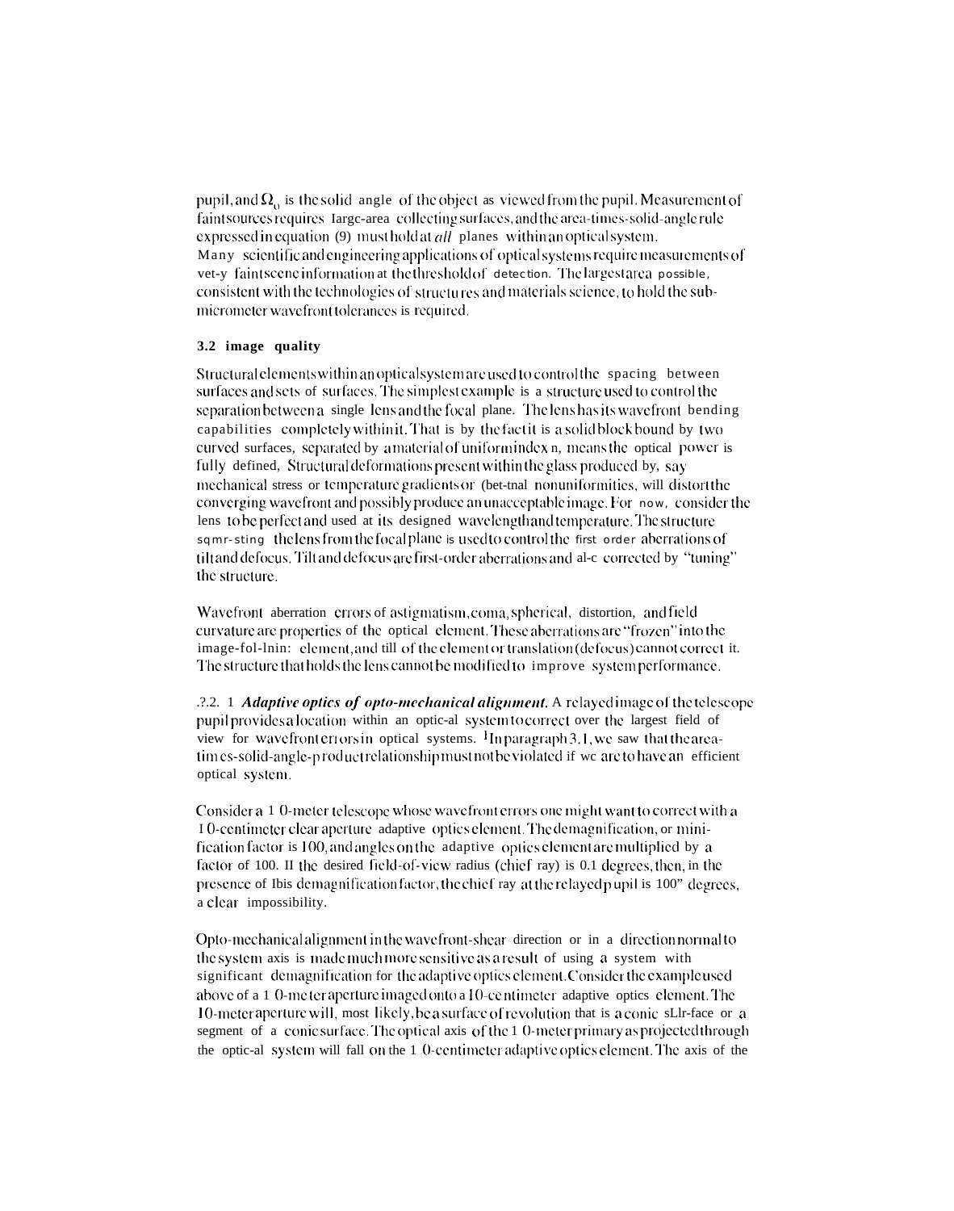pupil, and $\Omega_0$ is the solid angle of the object as viewed from the pupil. Measurement of faint sources requires large-area collecting surfaces, and the area-times-solid-angle rule expressed in equation (9) must hold at *all* planes within an optical system.

Many scientific and engineering applications of optical systems require measurements of very faint scene information at the threshold of detection. The largest area possible, consistent with the technologies of structures and materials science, to hold the sub-micrometer wavefront tolerances is required.

### 3.2 image quality

Structural elements within an optical system are used to control the spacing between surfaces and sets of surfaces. The simplest example is a structure used to control the separation between a single lens and the focal plane. The lens has its wavefront bending capabilities completely within it. That is by the fact it is a solid block bound by two curved surfaces, separated by a material of uniform index n, means the optical power is fully defined, Structural deformations present within the glass produced by, say mechanical stress or temperature gradients or (bet-tnal nonuniformities, will distort the converging wavefront and possibly produce an unacceptable image. For now, consider the lens to be perfect and used at its designed wavelength and temperature. The structure sqmr-sting the lens from the focal plane is used to control the first order aberrations of tilt and defocus. Tilt and defocus are first-order aberrations and al-c corrected by "tuning" the structure.

Wavefront aberration errors of astigmatism, coma, spherical, distortion, and field curvature are properties of the optical element. These aberrations are "frozen" into the image-fol-lnin: element, and till of the element or translation (defocus) cannot correct it. The structure that holds the lens cannot be modified to improve system performance.

.?.2. 1 ***Adaptive optics of opto-mechanical alignment.*** A relayed image of the telescope pupil provides a location within an optic-al system to correct over the largest field of view for wavefront errors in optical systems. [1]In paragraph 3.1, we saw that the area-tim es-solid-angle-p roduct relationship must not be violated if wc are to have an efficient optical system.

Consider a 1 0-meter telescope whose wavefront errors one might want to correct with a 1 0-centimeter clear aperture adaptive optics element. The demagnification, or mini-fication factor is 100, and angles on the adaptive optics element are multiplied by a factor of 100. II the desired field-of-view radius (chief ray) is 0.1 degrees, then, in the presence of Ibis demagnification factor, the chief ray at the relayed p upil is 100" degrees, a clear impossibility.

Opto-mechanical alignment in the wavefront-shear direction or in a direction normal to the system axis is made much more sensitive as a result of using a system with significant demagnification for the adaptive optics element. Consider the example used above of a 1 0-me ter aperture imaged onto a 10-ce ntimeter adaptive optics element. The 10-meter aperture will, most likely, be a surface of revolution that is a conic sLlr-face or a segment of a conic surface. The optical axis of the 1 0-meter primary as projected through the optic-al system will fall on the 1 0-centimeter adaptive optics element. The axis of the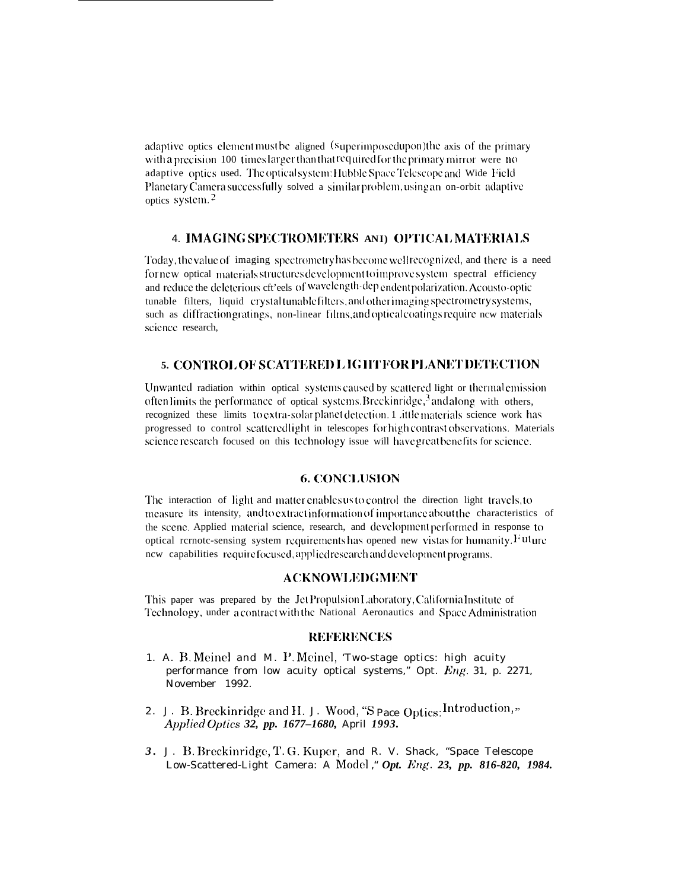adaptive optics element must be aligned (superimposed upon) the axis of the primary with a precision 100 times larger than that required for the primary mirror were no adaptive optics used. The optical system: Hubble Space Telescope and Wide Field Planetary Camera successfully solved a similar problem, using an on-orbit adaptive optics system.[2]

## 4. IMAGING SPECTROMETERS AND OPTICAL MATERIALS

Today, the value of imaging spectrometry has become well recognized, and there is a need for new optical materials structures development to improve system spectral efficiency and reduce the deleterious cft'eels of wavelength-dependent polarization. Acousto-optic tunable filters, liquid crystal tunable filters, and other imaging spectrometry systems, such as diffraction gratings, non-linear films, and optical coatings require new materials science research,

## 5. CONTROL OF SCATTERED LIGHT FOR PLANET DETECTION

Unwanted radiation within optical systems caused by scattered light or thermal emission often limits the performance of optical systems. Breckinridge,[3] and along with others, recognized these limits to extra-solar planet detection. Little materials science work has progressed to control scattered light in telescopes for high contrast observations. Materials science research focused on this technology issue will have great benefits for science.

## 6. CONCLUSION

The interaction of light and matter enables us to control the direction light travels, to measure its intensity, and to extract information of importance about the characteristics of the scene. Applied material science, research, and development performed in response to optical remote-sensing system requirements has opened new vistas for humanity. Future new capabilities require focused, applied research and development programs.

## ACKNOWLEDGMENT

This paper was prepared by the Jet Propulsion Laboratory, California Institute of Technology, under a contract with the National Aeronautics and Space Administration

## REFERENCES

1. A. B. Meinel and M. P. Meinel, "Two-stage optics: high acuity performance from low acuity optical systems," Opt. *Eng.* 31, p. 2271, November 1992.
2. J. B. Breckinridge and H. J. Wood, "Space Optics: Introduction," *Applied Optics* ***32, pp. 1677–1680,*** April ***1993.***
3. J. B. Breckinridge, T. G. Kuper, and R. V. Shack, "Space Telescope Low-Scattered-Light Camera: A Model," ***Opt. Eng. 23, pp. 816-820, 1984.***